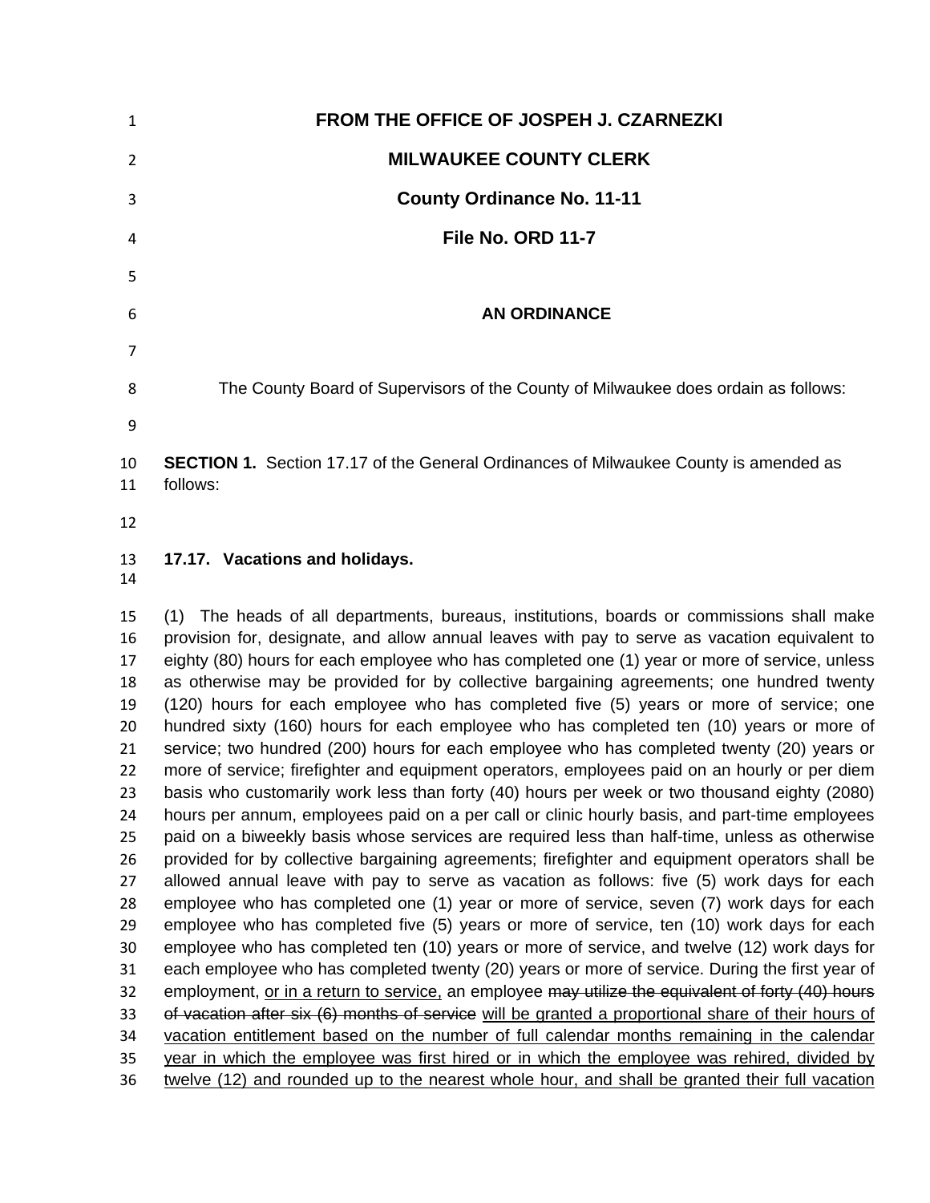**FROM THE OFFICE OF JOSPEH J. CZARNEZKI**

**MILWAUKEE COUNTY CLERK**

**County Ordinance No. 11-11**

**File No. ORD 11-7**

**AN ORDINANCE**

The County Board of Supervisors of the County of Milwaukee does ordain as follows:

**SECTION 1.** Section 17.17 of the General Ordinances of Milwaukee County is amended as follows:

**17.17. Vacations and holidays.**

(1) The heads of all departments, bureaus, institutions, boards or commissions shall make provision for, designate, and allow annual leaves with pay to serve as vacation equivalent to eighty (80) hours for each employee who has completed one (1) year or more of service, unless as otherwise may be provided for by collective bargaining agreements; one hundred twenty (120) hours for each employee who has completed five (5) years or more of service; one hundred sixty (160) hours for each employee who has completed ten (10) years or more of service; two hundred (200) hours for each employee who has completed twenty (20) years or more of service; firefighter and equipment operators, employees paid on an hourly or per diem basis who customarily work less than forty (40) hours per week or two thousand eighty (2080) hours per annum, employees paid on a per call or clinic hourly basis, and part-time employees paid on a biweekly basis whose services are required less than half-time, unless as otherwise provided for by collective bargaining agreements; firefighter and equipment operators shall be allowed annual leave with pay to serve as vacation as follows: five (5) work days for each employee who has completed one (1) year or more of service, seven (7) work days for each employee who has completed five (5) years or more of service, ten (10) work days for each employee who has completed ten (10) years or more of service, and twelve (12) work days for each employee who has completed twenty (20) years or more of service. During the first year of employment, <u>or in a return to service,</u> an employee ~~may utilize the equivalent of forty (40) hours of vacation after six (6) months of service~~ <u>will be granted a proportional share of their hours of vacation entitlement based on the number of full calendar months remaining in the calendar year in which the employee was first hired or in which the employee was rehired, divided by twelve (12) and rounded up to the nearest whole hour, and shall be granted their full vacation</u>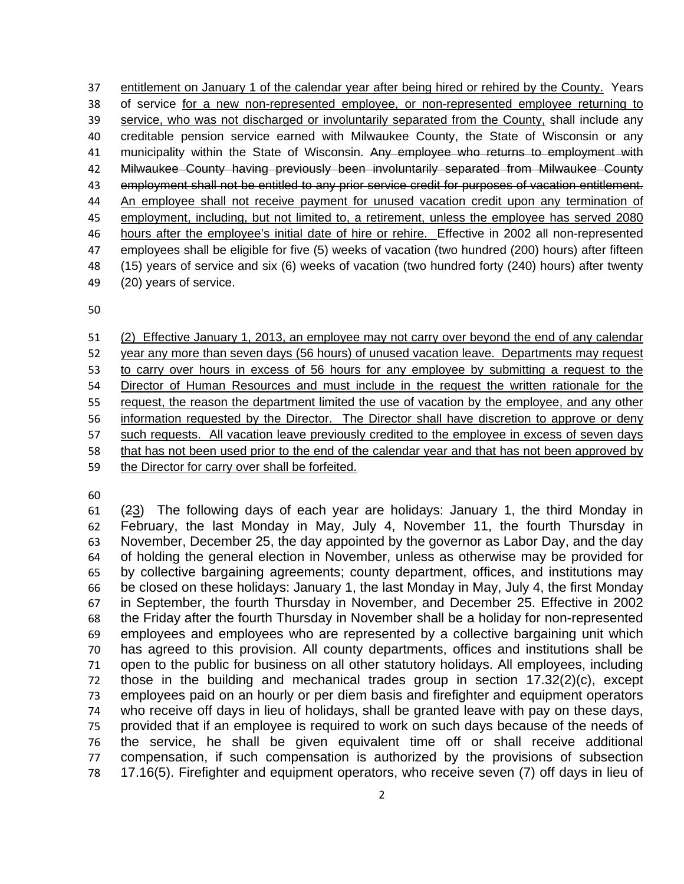entitlement on January 1 of the calendar year after being hired or rehired by the County. Years of service for a new non-represented employee, or non-represented employee returning to service, who was not discharged or involuntarily separated from the County, shall include any creditable pension service earned with Milwaukee County, the State of Wisconsin or any municipality within the State of Wisconsin. ~~Any employee who returns to employment with Milwaukee County having previously been involuntarily separated from Milwaukee County employment shall not be entitled to any prior service credit for purposes of vacation entitlement.~~ An employee shall not receive payment for unused vacation credit upon any termination of employment, including, but not limited to, a retirement, unless the employee has served 2080 hours after the employee's initial date of hire or rehire. Effective in 2002 all non-represented employees shall be eligible for five (5) weeks of vacation (two hundred (200) hours) after fifteen (15) years of service and six (6) weeks of vacation (two hundred forty (240) hours) after twenty (20) years of service.

(2) Effective January 1, 2013, an employee may not carry over beyond the end of any calendar year any more than seven days (56 hours) of unused vacation leave. Departments may request to carry over hours in excess of 56 hours for any employee by submitting a request to the Director of Human Resources and must include in the request the written rationale for the request, the reason the department limited the use of vacation by the employee, and any other information requested by the Director. The Director shall have discretion to approve or deny such requests. All vacation leave previously credited to the employee in excess of seven days that has not been used prior to the end of the calendar year and that has not been approved by the Director for carry over shall be forfeited.

(~~2~~3) The following days of each year are holidays: January 1, the third Monday in February, the last Monday in May, July 4, November 11, the fourth Thursday in November, December 25, the day appointed by the governor as Labor Day, and the day of holding the general election in November, unless as otherwise may be provided for by collective bargaining agreements; county department, offices, and institutions may be closed on these holidays: January 1, the last Monday in May, July 4, the first Monday in September, the fourth Thursday in November, and December 25. Effective in 2002 the Friday after the fourth Thursday in November shall be a holiday for non-represented employees and employees who are represented by a collective bargaining unit which has agreed to this provision. All county departments, offices and institutions shall be open to the public for business on all other statutory holidays. All employees, including those in the building and mechanical trades group in section 17.32(2)(c), except employees paid on an hourly or per diem basis and firefighter and equipment operators who receive off days in lieu of holidays, shall be granted leave with pay on these days, provided that if an employee is required to work on such days because of the needs of the service, he shall be given equivalent time off or shall receive additional compensation, if such compensation is authorized by the provisions of subsection 17.16(5). Firefighter and equipment operators, who receive seven (7) off days in lieu of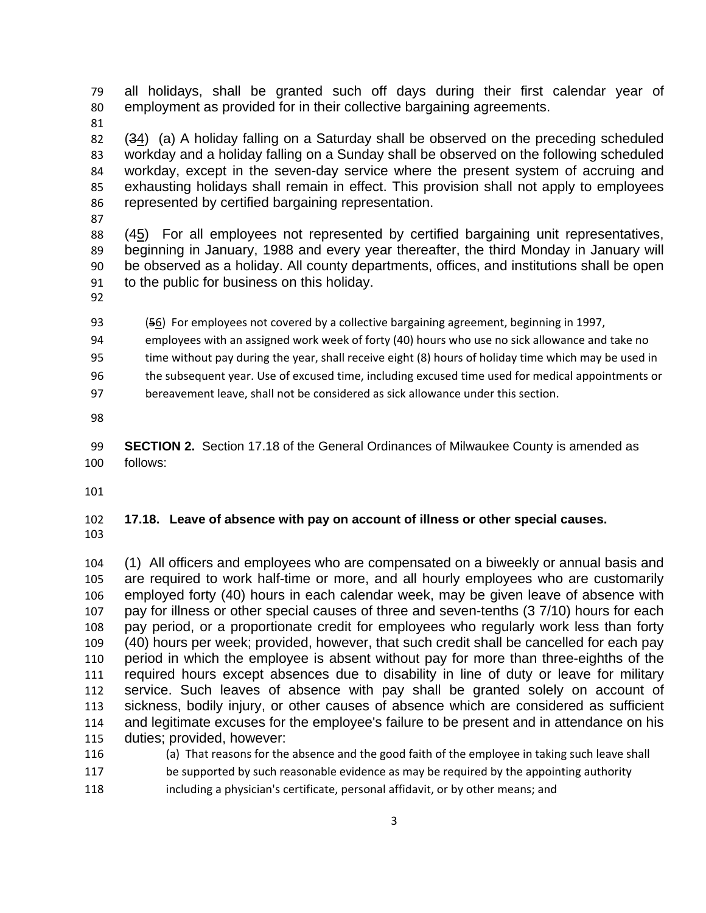all holidays, shall be granted such off days during their first calendar year of employment as provided for in their collective bargaining agreements.

(~~3~~4) (a) A holiday falling on a Saturday shall be observed on the preceding scheduled workday and a holiday falling on a Sunday shall be observed on the following scheduled workday, except in the seven-day service where the present system of accruing and exhausting holidays shall remain in effect. This provision shall not apply to employees represented by certified bargaining representation.

(~~4~~5) For all employees not represented by certified bargaining unit representatives, beginning in January, 1988 and every year thereafter, the third Monday in January will be observed as a holiday. All county departments, offices, and institutions shall be open to the public for business on this holiday.

(~~5~~6) For employees not covered by a collective bargaining agreement, beginning in 1997, employees with an assigned work week of forty (40) hours who use no sick allowance and take no time without pay during the year, shall receive eight (8) hours of holiday time which may be used in the subsequent year. Use of excused time, including excused time used for medical appointments or bereavement leave, shall not be considered as sick allowance under this section.

**SECTION 2.** Section 17.18 of the General Ordinances of Milwaukee County is amended as follows:

**17.18. Leave of absence with pay on account of illness or other special causes.**

(1) All officers and employees who are compensated on a biweekly or annual basis and are required to work half-time or more, and all hourly employees who are customarily employed forty (40) hours in each calendar week, may be given leave of absence with pay for illness or other special causes of three and seven-tenths (3 7/10) hours for each pay period, or a proportionate credit for employees who regularly work less than forty (40) hours per week; provided, however, that such credit shall be cancelled for each pay period in which the employee is absent without pay for more than three-eighths of the required hours except absences due to disability in line of duty or leave for military service. Such leaves of absence with pay shall be granted solely on account of sickness, bodily injury, or other causes of absence which are considered as sufficient and legitimate excuses for the employee's failure to be present and in attendance on his duties; provided, however:

(a) That reasons for the absence and the good faith of the employee in taking such leave shall be supported by such reasonable evidence as may be required by the appointing authority including a physician's certificate, personal affidavit, or by other means; and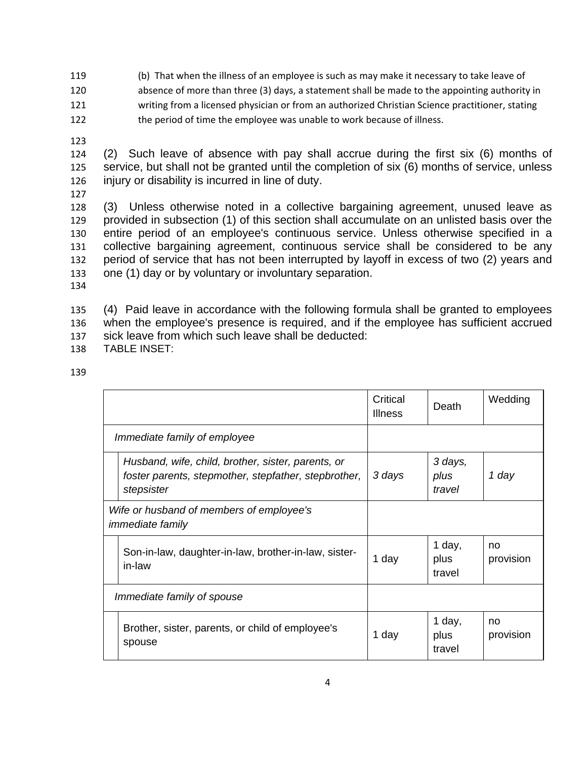(b) That when the illness of an employee is such as may make it necessary to take leave of absence of more than three (3) days, a statement shall be made to the appointing authority in writing from a licensed physician or from an authorized Christian Science practitioner, stating the period of time the employee was unable to work because of illness.

(2) Such leave of absence with pay shall accrue during the first six (6) months of service, but shall not be granted until the completion of six (6) months of service, unless injury or disability is incurred in line of duty.

(3) Unless otherwise noted in a collective bargaining agreement, unused leave as provided in subsection (1) of this section shall accumulate on an unlisted basis over the entire period of an employee's continuous service. Unless otherwise specified in a collective bargaining agreement, continuous service shall be considered to be any period of service that has not been interrupted by layoff in excess of two (2) years and one (1) day or by voluntary or involuntary separation.

(4) Paid leave in accordance with the following formula shall be granted to employees when the employee's presence is required, and if the employee has sufficient accrued sick leave from which such leave shall be deducted:

TABLE INSET:

| | Critical Illness | Death | Wedding |
|---|---|---|---|
| *Immediate family of employee* | | | |
| *Husband, wife, child, brother, sister, parents, or foster parents, stepmother, stepfather, stepbrother, stepsister* | *3 days* | *3 days, plus travel* | *1 day* |
| *Wife or husband of members of employee's immediate family* | | | |
| Son-in-law, daughter-in-law, brother-in-law, sister-in-law | 1 day | 1 day, plus travel | no provision |
| *Immediate family of spouse* | | | |
| Brother, sister, parents, or child of employee's spouse | 1 day | 1 day, plus travel | no provision |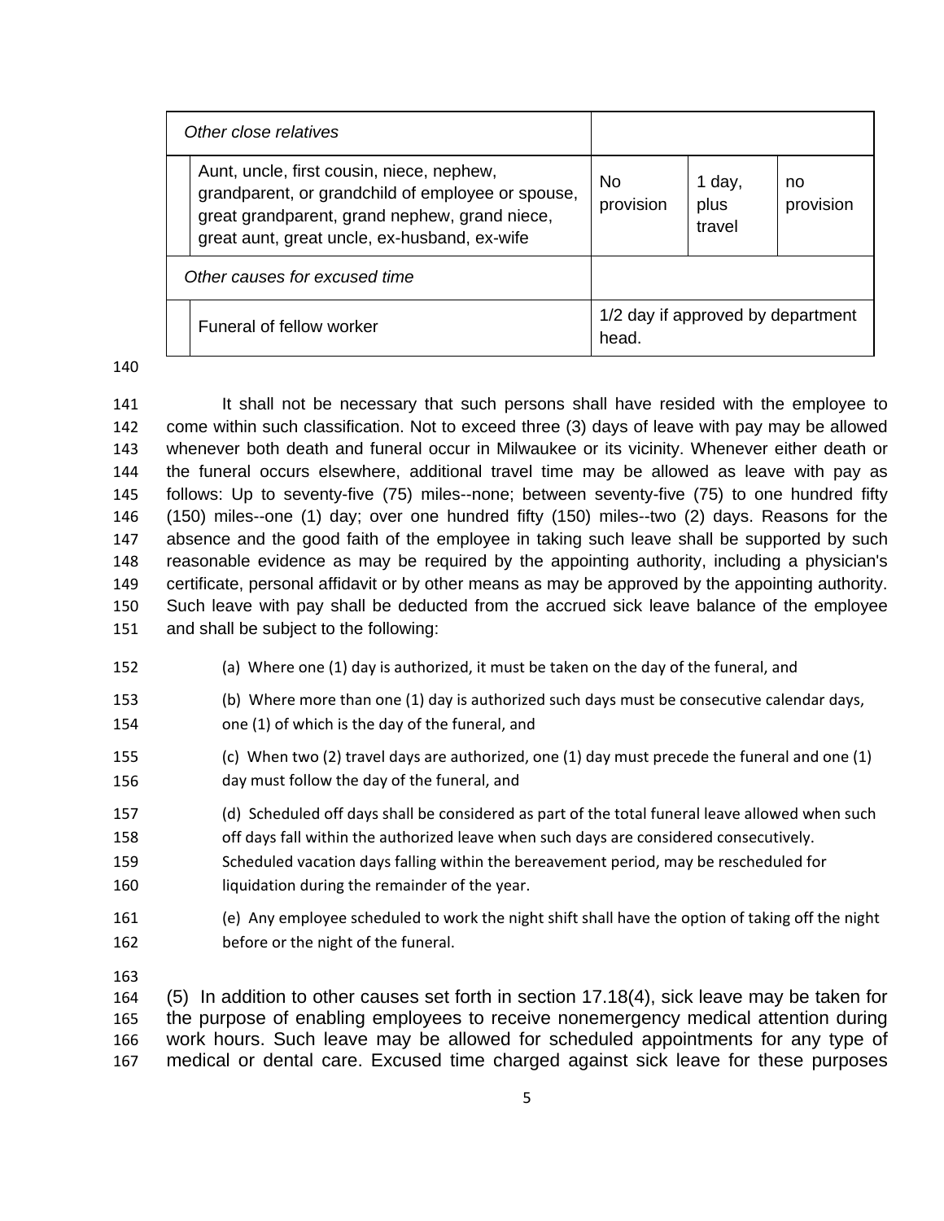| | | | |
|---|---|---|---|
| *Other close relatives* | | | |
| Aunt, uncle, first cousin, niece, nephew, grandparent, or grandchild of employee or spouse, great grandparent, grand nephew, grand niece, great aunt, great uncle, ex-husband, ex-wife | No provision | 1 day, plus travel | no provision |
| *Other causes for excused time* | | | |
| Funeral of fellow worker | 1/2 day if approved by department head. | | |

It shall not be necessary that such persons shall have resided with the employee to come within such classification. Not to exceed three (3) days of leave with pay may be allowed whenever both death and funeral occur in Milwaukee or its vicinity. Whenever either death or the funeral occurs elsewhere, additional travel time may be allowed as leave with pay as follows: Up to seventy-five (75) miles--none; between seventy-five (75) to one hundred fifty (150) miles--one (1) day; over one hundred fifty (150) miles--two (2) days. Reasons for the absence and the good faith of the employee in taking such leave shall be supported by such reasonable evidence as may be required by the appointing authority, including a physician's certificate, personal affidavit or by other means as may be approved by the appointing authority. Such leave with pay shall be deducted from the accrued sick leave balance of the employee and shall be subject to the following:

(a) Where one (1) day is authorized, it must be taken on the day of the funeral, and

(b) Where more than one (1) day is authorized such days must be consecutive calendar days, one (1) of which is the day of the funeral, and

(c) When two (2) travel days are authorized, one (1) day must precede the funeral and one (1) day must follow the day of the funeral, and

(d) Scheduled off days shall be considered as part of the total funeral leave allowed when such off days fall within the authorized leave when such days are considered consecutively. Scheduled vacation days falling within the bereavement period, may be rescheduled for liquidation during the remainder of the year.

(e) Any employee scheduled to work the night shift shall have the option of taking off the night before or the night of the funeral.

(5) In addition to other causes set forth in section 17.18(4), sick leave may be taken for the purpose of enabling employees to receive nonemergency medical attention during work hours. Such leave may be allowed for scheduled appointments for any type of medical or dental care. Excused time charged against sick leave for these purposes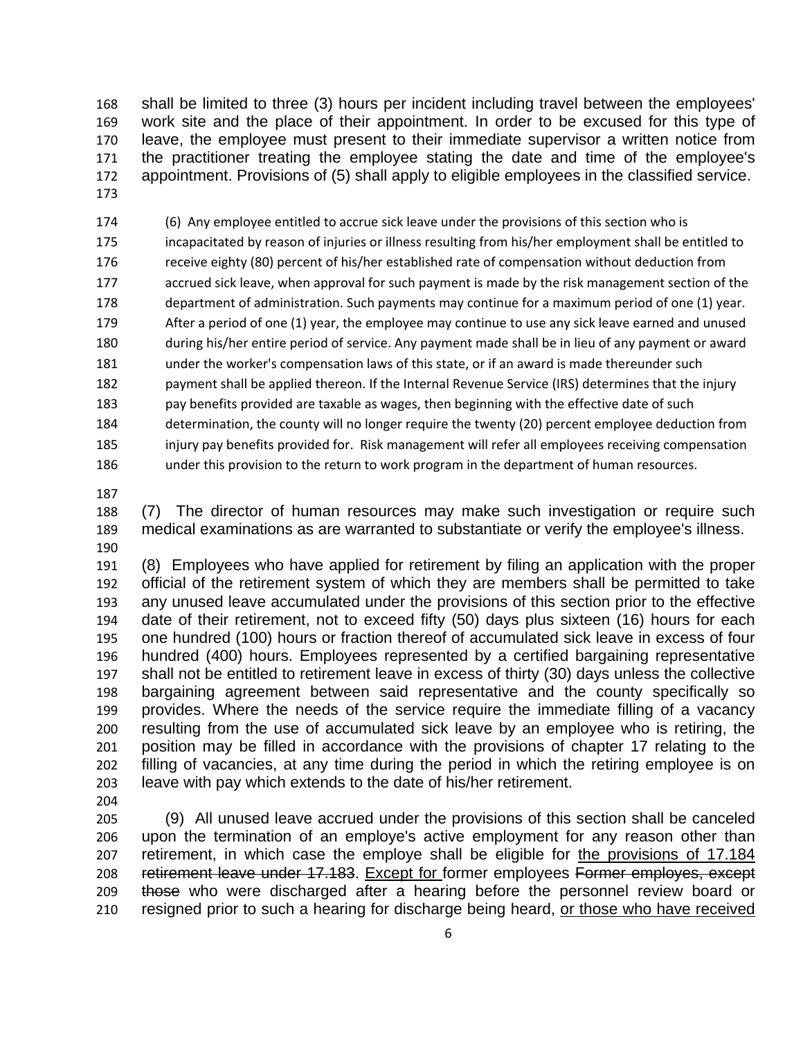shall be limited to three (3) hours per incident including travel between the employees' work site and the place of their appointment. In order to be excused for this type of leave, the employee must present to their immediate supervisor a written notice from the practitioner treating the employee stating the date and time of the employee's appointment. Provisions of (5) shall apply to eligible employees in the classified service.

(6) Any employee entitled to accrue sick leave under the provisions of this section who is incapacitated by reason of injuries or illness resulting from his/her employment shall be entitled to receive eighty (80) percent of his/her established rate of compensation without deduction from accrued sick leave, when approval for such payment is made by the risk management section of the department of administration. Such payments may continue for a maximum period of one (1) year. After a period of one (1) year, the employee may continue to use any sick leave earned and unused during his/her entire period of service. Any payment made shall be in lieu of any payment or award under the worker's compensation laws of this state, or if an award is made thereunder such payment shall be applied thereon. If the Internal Revenue Service (IRS) determines that the injury pay benefits provided are taxable as wages, then beginning with the effective date of such determination, the county will no longer require the twenty (20) percent employee deduction from injury pay benefits provided for. Risk management will refer all employees receiving compensation under this provision to the return to work program in the department of human resources.

(7) The director of human resources may make such investigation or require such medical examinations as are warranted to substantiate or verify the employee's illness.

(8) Employees who have applied for retirement by filing an application with the proper official of the retirement system of which they are members shall be permitted to take any unused leave accumulated under the provisions of this section prior to the effective date of their retirement, not to exceed fifty (50) days plus sixteen (16) hours for each one hundred (100) hours or fraction thereof of accumulated sick leave in excess of four hundred (400) hours. Employees represented by a certified bargaining representative shall not be entitled to retirement leave in excess of thirty (30) days unless the collective bargaining agreement between said representative and the county specifically so provides. Where the needs of the service require the immediate filling of a vacancy resulting from the use of accumulated sick leave by an employee who is retiring, the position may be filled in accordance with the provisions of chapter 17 relating to the filling of vacancies, at any time during the period in which the retiring employee is on leave with pay which extends to the date of his/her retirement.

(9) All unused leave accrued under the provisions of this section shall be canceled upon the termination of an employe's active employment for any reason other than retirement, in which case the employe shall be eligible for <u>the provisions of 17.184</u> ~~retirement leave under 17.183~~. <u>Except for</u> former employees ~~Former employes, except those~~ who were discharged after a hearing before the personnel review board or resigned prior to such a hearing for discharge being heard, <u>or those who have received</u>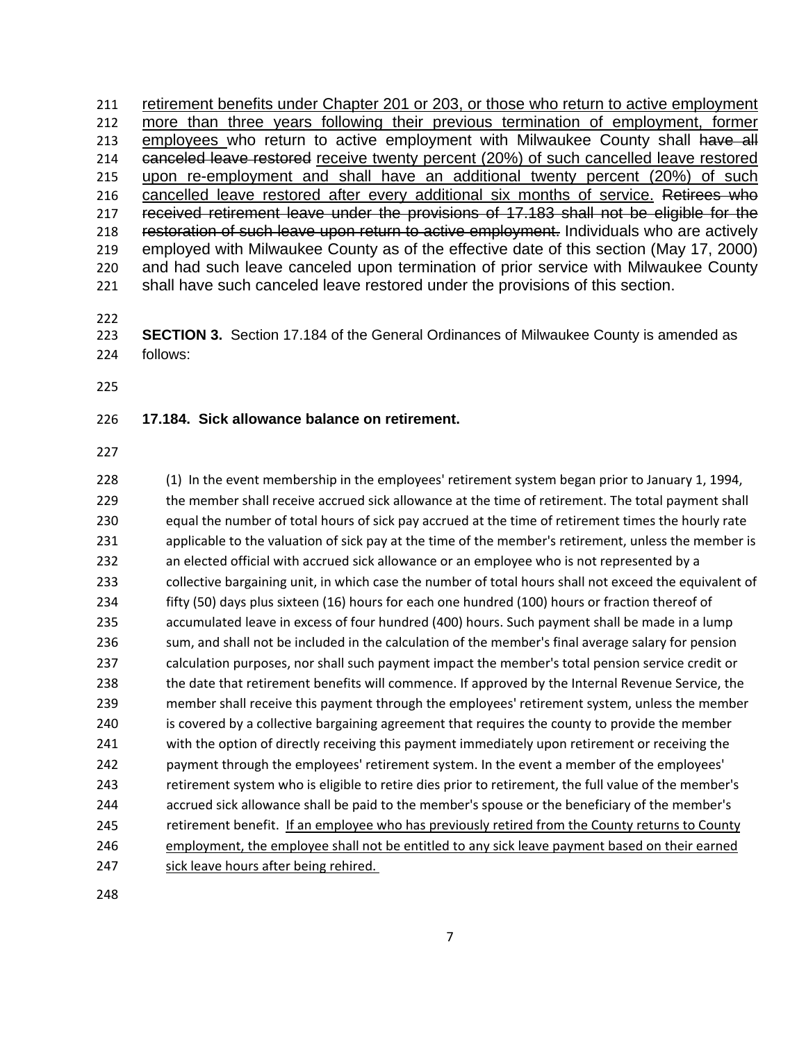retirement benefits under Chapter 201 or 203, or those who return to active employment more than three years following their previous termination of employment, former employees who return to active employment with Milwaukee County shall ~~have all canceled leave restored~~ receive twenty percent (20%) of such cancelled leave restored upon re-employment and shall have an additional twenty percent (20%) of such cancelled leave restored after every additional six months of service. ~~Retirees who received retirement leave under the provisions of 17.183 shall not be eligible for the restoration of such leave upon return to active employment.~~ Individuals who are actively employed with Milwaukee County as of the effective date of this section (May 17, 2000) and had such leave canceled upon termination of prior service with Milwaukee County shall have such canceled leave restored under the provisions of this section.

**SECTION 3.** Section 17.184 of the General Ordinances of Milwaukee County is amended as follows:

**17.184. Sick allowance balance on retirement.**

(1) In the event membership in the employees' retirement system began prior to January 1, 1994, the member shall receive accrued sick allowance at the time of retirement. The total payment shall equal the number of total hours of sick pay accrued at the time of retirement times the hourly rate applicable to the valuation of sick pay at the time of the member's retirement, unless the member is an elected official with accrued sick allowance or an employee who is not represented by a collective bargaining unit, in which case the number of total hours shall not exceed the equivalent of fifty (50) days plus sixteen (16) hours for each one hundred (100) hours or fraction thereof of accumulated leave in excess of four hundred (400) hours. Such payment shall be made in a lump sum, and shall not be included in the calculation of the member's final average salary for pension calculation purposes, nor shall such payment impact the member's total pension service credit or the date that retirement benefits will commence. If approved by the Internal Revenue Service, the member shall receive this payment through the employees' retirement system, unless the member is covered by a collective bargaining agreement that requires the county to provide the member with the option of directly receiving this payment immediately upon retirement or receiving the payment through the employees' retirement system. In the event a member of the employees' retirement system who is eligible to retire dies prior to retirement, the full value of the member's accrued sick allowance shall be paid to the member's spouse or the beneficiary of the member's retirement benefit. If an employee who has previously retired from the County returns to County employment, the employee shall not be entitled to any sick leave payment based on their earned sick leave hours after being rehired.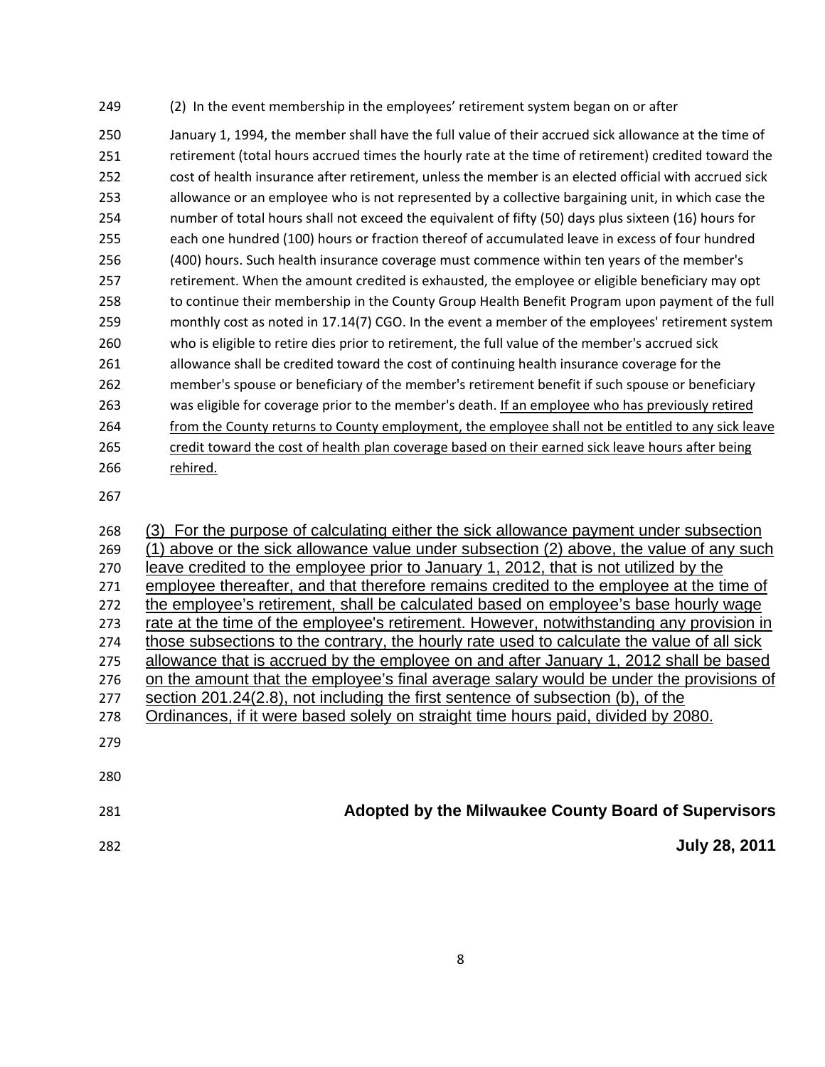(2) In the event membership in the employees' retirement system began on or after January 1, 1994, the member shall have the full value of their accrued sick allowance at the time of retirement (total hours accrued times the hourly rate at the time of retirement) credited toward the cost of health insurance after retirement, unless the member is an elected official with accrued sick allowance or an employee who is not represented by a collective bargaining unit, in which case the number of total hours shall not exceed the equivalent of fifty (50) days plus sixteen (16) hours for each one hundred (100) hours or fraction thereof of accumulated leave in excess of four hundred (400) hours. Such health insurance coverage must commence within ten years of the member's retirement. When the amount credited is exhausted, the employee or eligible beneficiary may opt to continue their membership in the County Group Health Benefit Program upon payment of the full monthly cost as noted in 17.14(7) CGO. In the event a member of the employees' retirement system who is eligible to retire dies prior to retirement, the full value of the member's accrued sick allowance shall be credited toward the cost of continuing health insurance coverage for the member's spouse or beneficiary of the member's retirement benefit if such spouse or beneficiary was eligible for coverage prior to the member's death. <u>If an employee who has previously retired from the County returns to County employment, the employee shall not be entitled to any sick leave credit toward the cost of health plan coverage based on their earned sick leave hours after being rehired.</u>

<u>(3) For the purpose of calculating either the sick allowance payment under subsection (1) above or the sick allowance value under subsection (2) above, the value of any such leave credited to the employee prior to January 1, 2012, that is not utilized by the employee thereafter, and that therefore remains credited to the employee at the time of the employee's retirement, shall be calculated based on employee's base hourly wage rate at the time of the employee's retirement. However, notwithstanding any provision in those subsections to the contrary, the hourly rate used to calculate the value of all sick allowance that is accrued by the employee on and after January 1, 2012 shall be based on the amount that the employee's final average salary would be under the provisions of section 201.24(2.8), not including the first sentence of subsection (b), of the Ordinances, if it were based solely on straight time hours paid, divided by 2080.</u>

**Adopted by the Milwaukee County Board of Supervisors**

**July 28, 2011**